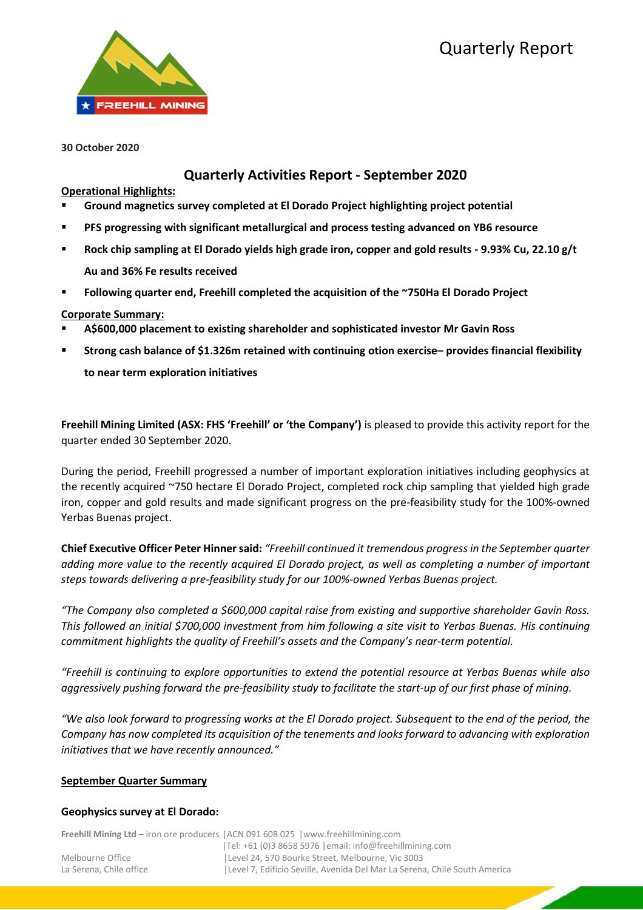# Quarterly Report

**30 October 2020**

## Quarterly Activities Report - September 2020

**Operational Highlights:**

- **Ground magnetics survey completed at El Dorado Project highlighting project potential**
- **PFS progressing with significant metallurgical and process testing advanced on YB6 resource**
- **Rock chip sampling at El Dorado yields high grade iron, copper and gold results - 9.93% Cu, 22.10 g/t Au and 36% Fe results received**
- **Following quarter end, Freehill completed the acquisition of the ~750Ha El Dorado Project**

**Corporate Summary:**

- **A$600,000 placement to existing shareholder and sophisticated investor Mr Gavin Ross**
- **Strong cash balance of $1.326m retained with continuing otion exercise– provides financial flexibility to near term exploration initiatives**

**Freehill Mining Limited (ASX: FHS 'Freehill' or 'the Company')** is pleased to provide this activity report for the quarter ended 30 September 2020.

During the period, Freehill progressed a number of important exploration initiatives including geophysics at the recently acquired ~750 hectare El Dorado Project, completed rock chip sampling that yielded high grade iron, copper and gold results and made significant progress on the pre-feasibility study for the 100%-owned Yerbas Buenas project.

**Chief Executive Officer Peter Hinner said:** *"Freehill continued it tremendous progress in the September quarter adding more value to the recently acquired El Dorado project, as well as completing a number of important steps towards delivering a pre-feasibility study for our 100%-owned Yerbas Buenas project.*

*"The Company also completed a $600,000 capital raise from existing and supportive shareholder Gavin Ross. This followed an initial $700,000 investment from him following a site visit to Yerbas Buenas. His continuing commitment highlights the quality of Freehill's assets and the Company's near-term potential.*

*"Freehill is continuing to explore opportunities to extend the potential resource at Yerbas Buenas while also aggressively pushing forward the pre-feasibility study to facilitate the start-up of our first phase of mining.*

*"We also look forward to progressing works at the El Dorado project. Subsequent to the end of the period, the Company has now completed its acquisition of the tenements and looks forward to advancing with exploration initiatives that we have recently announced."*

**September Quarter Summary**

### Geophysics survey at El Dorado: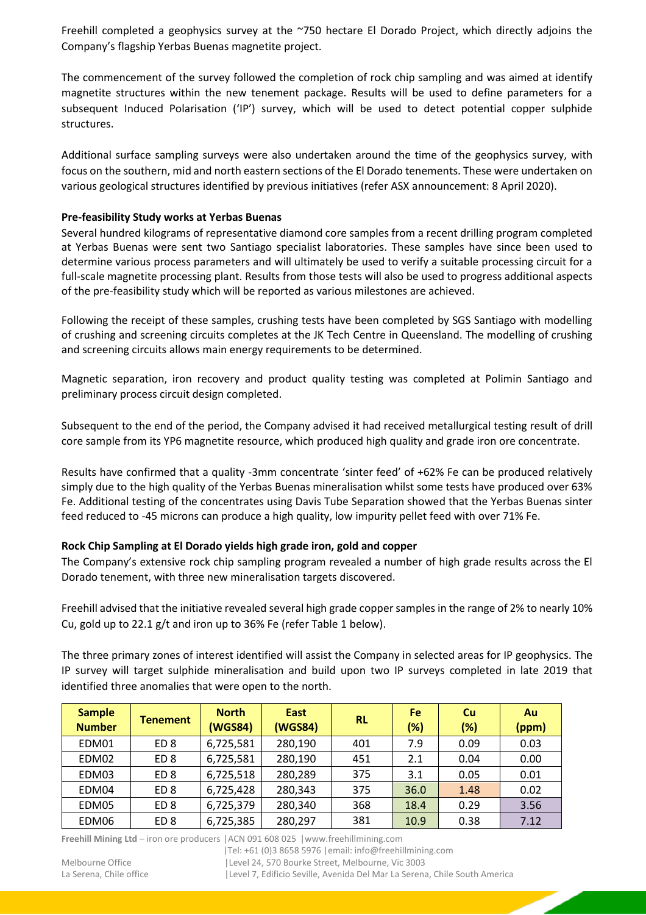Freehill completed a geophysics survey at the ~750 hectare El Dorado Project, which directly adjoins the Company's flagship Yerbas Buenas magnetite project.

The commencement of the survey followed the completion of rock chip sampling and was aimed at identify magnetite structures within the new tenement package. Results will be used to define parameters for a subsequent Induced Polarisation ('IP') survey, which will be used to detect potential copper sulphide structures.

Additional surface sampling surveys were also undertaken around the time of the geophysics survey, with focus on the southern, mid and north eastern sections of the El Dorado tenements. These were undertaken on various geological structures identified by previous initiatives (refer ASX announcement: 8 April 2020).

**Pre-feasibility Study works at Yerbas Buenas**

Several hundred kilograms of representative diamond core samples from a recent drilling program completed at Yerbas Buenas were sent two Santiago specialist laboratories. These samples have since been used to determine various process parameters and will ultimately be used to verify a suitable processing circuit for a full-scale magnetite processing plant. Results from those tests will also be used to progress additional aspects of the pre-feasibility study which will be reported as various milestones are achieved.

Following the receipt of these samples, crushing tests have been completed by SGS Santiago with modelling of crushing and screening circuits completes at the JK Tech Centre in Queensland. The modelling of crushing and screening circuits allows main energy requirements to be determined.

Magnetic separation, iron recovery and product quality testing was completed at Polimin Santiago and preliminary process circuit design completed.

Subsequent to the end of the period, the Company advised it had received metallurgical testing result of drill core sample from its YP6 magnetite resource, which produced high quality and grade iron ore concentrate.

Results have confirmed that a quality -3mm concentrate 'sinter feed' of +62% Fe can be produced relatively simply due to the high quality of the Yerbas Buenas mineralisation whilst some tests have produced over 63% Fe. Additional testing of the concentrates using Davis Tube Separation showed that the Yerbas Buenas sinter feed reduced to -45 microns can produce a high quality, low impurity pellet feed with over 71% Fe.

**Rock Chip Sampling at El Dorado yields high grade iron, gold and copper**

The Company's extensive rock chip sampling program revealed a number of high grade results across the El Dorado tenement, with three new mineralisation targets discovered.

Freehill advised that the initiative revealed several high grade copper samples in the range of 2% to nearly 10% Cu, gold up to 22.1 g/t and iron up to 36% Fe (refer Table 1 below).

The three primary zones of interest identified will assist the Company in selected areas for IP geophysics. The IP survey will target sulphide mineralisation and build upon two IP surveys completed in late 2019 that identified three anomalies that were open to the north.

| Sample Number | Tenement | North (WGS84) | East (WGS84) | RL | Fe (%) | Cu (%) | Au (ppm) |
|---|---|---|---|---|---|---|---|
| EDM01 | ED 8 | 6,725,581 | 280,190 | 401 | 7.9 | 0.09 | 0.03 |
| EDM02 | ED 8 | 6,725,581 | 280,190 | 451 | 2.1 | 0.04 | 0.00 |
| EDM03 | ED 8 | 6,725,518 | 280,289 | 375 | 3.1 | 0.05 | 0.01 |
| EDM04 | ED 8 | 6,725,428 | 280,343 | 375 | 36.0 | 1.48 | 0.02 |
| EDM05 | ED 8 | 6,725,379 | 280,340 | 368 | 18.4 | 0.29 | 3.56 |
| EDM06 | ED 8 | 6,725,385 | 280,297 | 381 | 10.9 | 0.38 | 7.12 |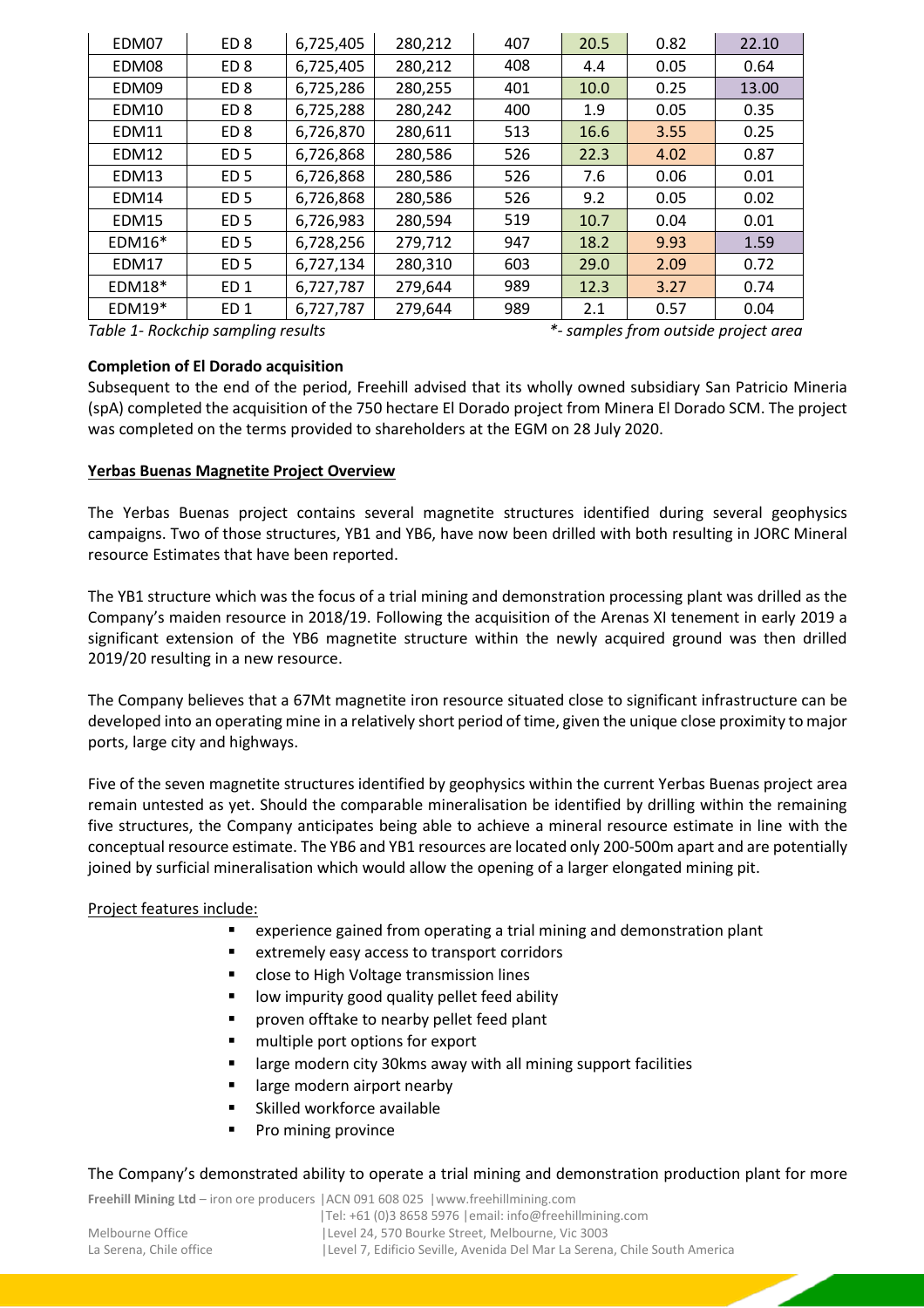| EDM07 | ED 8 | 6,725,405 | 280,212 | 407 | 20.5 | 0.82 | 22.10 |
|---|---|---|---|---|---|---|---|
| EDM08 | ED 8 | 6,725,405 | 280,212 | 408 | 4.4 | 0.05 | 0.64 |
| EDM09 | ED 8 | 6,725,286 | 280,255 | 401 | 10.0 | 0.25 | 13.00 |
| EDM10 | ED 8 | 6,725,288 | 280,242 | 400 | 1.9 | 0.05 | 0.35 |
| EDM11 | ED 8 | 6,726,870 | 280,611 | 513 | 16.6 | 3.55 | 0.25 |
| EDM12 | ED 5 | 6,726,868 | 280,586 | 526 | 22.3 | 4.02 | 0.87 |
| EDM13 | ED 5 | 6,726,868 | 280,586 | 526 | 7.6 | 0.06 | 0.01 |
| EDM14 | ED 5 | 6,726,868 | 280,586 | 526 | 9.2 | 0.05 | 0.02 |
| EDM15 | ED 5 | 6,726,983 | 280,594 | 519 | 10.7 | 0.04 | 0.01 |
| EDM16* | ED 5 | 6,728,256 | 279,712 | 947 | 18.2 | 9.93 | 1.59 |
| EDM17 | ED 5 | 6,727,134 | 280,310 | 603 | 29.0 | 2.09 | 0.72 |
| EDM18* | ED 1 | 6,727,787 | 279,644 | 989 | 12.3 | 3.27 | 0.74 |
| EDM19* | ED 1 | 6,727,787 | 279,644 | 989 | 2.1 | 0.57 | 0.04 |

*Table 1- Rockchip sampling results* *\*- samples from outside project area*

**Completion of El Dorado acquisition**

Subsequent to the end of the period, Freehill advised that its wholly owned subsidiary San Patricio Mineria (spA) completed the acquisition of the 750 hectare El Dorado project from Minera El Dorado SCM. The project was completed on the terms provided to shareholders at the EGM on 28 July 2020.

**Yerbas Buenas Magnetite Project Overview**

The Yerbas Buenas project contains several magnetite structures identified during several geophysics campaigns. Two of those structures, YB1 and YB6, have now been drilled with both resulting in JORC Mineral resource Estimates that have been reported.

The YB1 structure which was the focus of a trial mining and demonstration processing plant was drilled as the Company's maiden resource in 2018/19. Following the acquisition of the Arenas XI tenement in early 2019 a significant extension of the YB6 magnetite structure within the newly acquired ground was then drilled 2019/20 resulting in a new resource.

The Company believes that a 67Mt magnetite iron resource situated close to significant infrastructure can be developed into an operating mine in a relatively short period of time, given the unique close proximity to major ports, large city and highways.

Five of the seven magnetite structures identified by geophysics within the current Yerbas Buenas project area remain untested as yet. Should the comparable mineralisation be identified by drilling within the remaining five structures, the Company anticipates being able to achieve a mineral resource estimate in line with the conceptual resource estimate. The YB6 and YB1 resources are located only 200-500m apart and are potentially joined by surficial mineralisation which would allow the opening of a larger elongated mining pit.

Project features include:

- experience gained from operating a trial mining and demonstration plant
- extremely easy access to transport corridors
- close to High Voltage transmission lines
- low impurity good quality pellet feed ability
- proven offtake to nearby pellet feed plant
- multiple port options for export
- large modern city 30kms away with all mining support facilities
- large modern airport nearby
- Skilled workforce available
- Pro mining province

The Company's demonstrated ability to operate a trial mining and demonstration production plant for more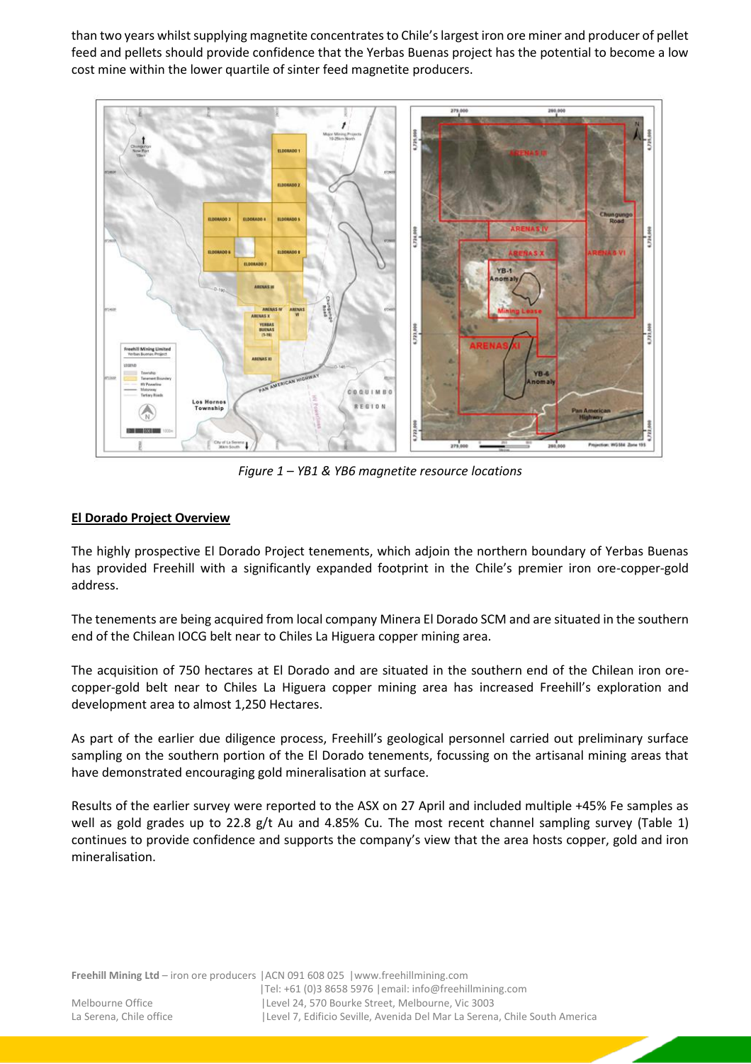than two years whilst supplying magnetite concentrates to Chile's largest iron ore miner and producer of pellet feed and pellets should provide confidence that the Yerbas Buenas project has the potential to become a low cost mine within the lower quartile of sinter feed magnetite producers.

*Figure 1 – YB1 & YB6 magnetite resource locations*

## El Dorado Project Overview

The highly prospective El Dorado Project tenements, which adjoin the northern boundary of Yerbas Buenas has provided Freehill with a significantly expanded footprint in the Chile's premier iron ore-copper-gold address.

The tenements are being acquired from local company Minera El Dorado SCM and are situated in the southern end of the Chilean IOCG belt near to Chiles La Higuera copper mining area.

The acquisition of 750 hectares at El Dorado and are situated in the southern end of the Chilean iron ore-copper-gold belt near to Chiles La Higuera copper mining area has increased Freehill's exploration and development area to almost 1,250 Hectares.

As part of the earlier due diligence process, Freehill's geological personnel carried out preliminary surface sampling on the southern portion of the El Dorado tenements, focussing on the artisanal mining areas that have demonstrated encouraging gold mineralisation at surface.

Results of the earlier survey were reported to the ASX on 27 April and included multiple +45% Fe samples as well as gold grades up to 22.8 g/t Au and 4.85% Cu. The most recent channel sampling survey (Table 1) continues to provide confidence and supports the company's view that the area hosts copper, gold and iron mineralisation.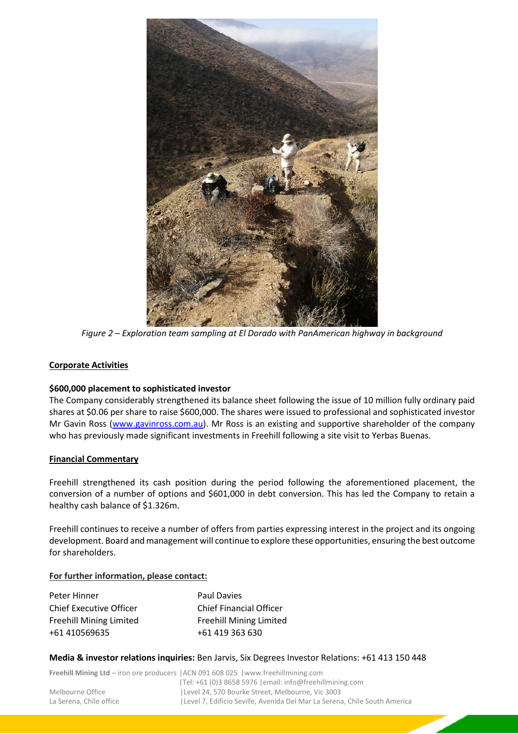*Figure 2 – Exploration team sampling at El Dorado with PanAmerican highway in background*

## Corporate Activities

### $600,000 placement to sophisticated investor

The Company considerably strengthened its balance sheet following the issue of 10 million fully ordinary paid shares at $0.06 per share to raise $600,000. The shares were issued to professional and sophisticated investor Mr Gavin Ross ([www.gavinross.com.au](http://www.gavinross.com.au)). Mr Ross is an existing and supportive shareholder of the company who has previously made significant investments in Freehill following a site visit to Yerbas Buenas.

## Financial Commentary

Freehill strengthened its cash position during the period following the aforementioned placement, the conversion of a number of options and $601,000 in debt conversion. This has led the Company to retain a healthy cash balance of $1.326m.

Freehill continues to receive a number of offers from parties expressing interest in the project and its ongoing development. Board and management will continue to explore these opportunities, ensuring the best outcome for shareholders.

## For further information, please contact:

Peter Hinner
Chief Executive Officer
Freehill Mining Limited
+61 410569635

Paul Davies
Chief Financial Officer
Freehill Mining Limited
+61 419 363 630

**Media & investor relations inquiries:** Ben Jarvis, Six Degrees Investor Relations: +61 413 150 448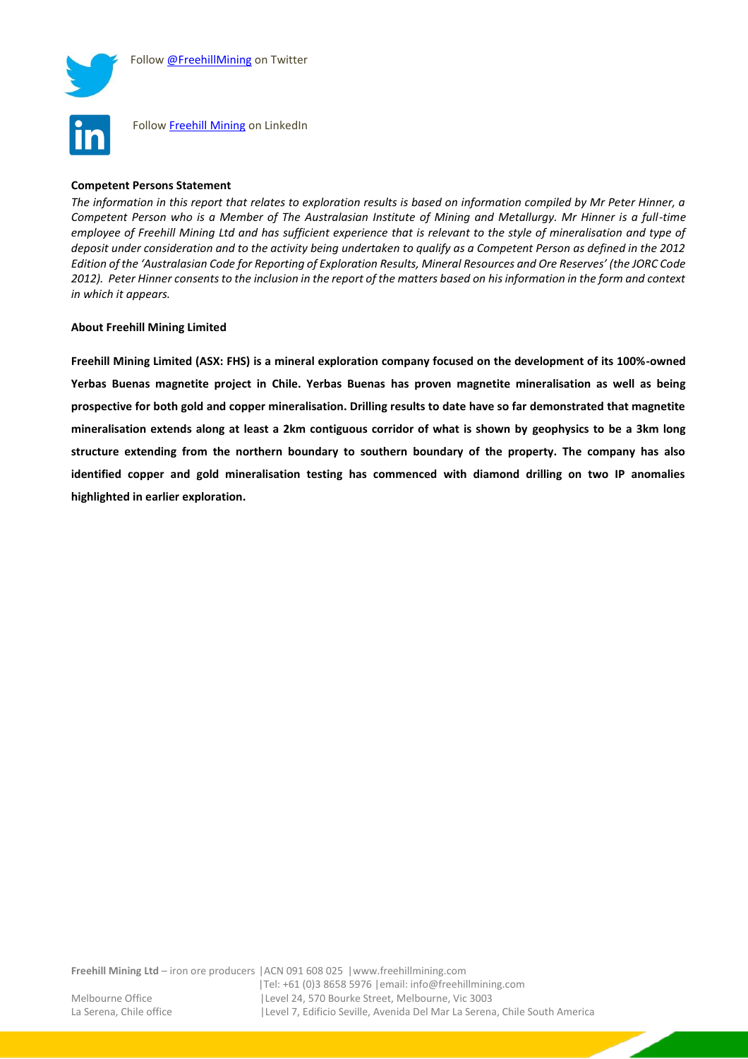Follow [@FreehillMining](@FreehillMining) on Twitter

Follow [Freehill Mining](Freehill Mining) on LinkedIn

**Competent Persons Statement**

*The information in this report that relates to exploration results is based on information compiled by Mr Peter Hinner, a Competent Person who is a Member of The Australasian Institute of Mining and Metallurgy. Mr Hinner is a full-time employee of Freehill Mining Ltd and has sufficient experience that is relevant to the style of mineralisation and type of deposit under consideration and to the activity being undertaken to qualify as a Competent Person as defined in the 2012 Edition of the 'Australasian Code for Reporting of Exploration Results, Mineral Resources and Ore Reserves' (the JORC Code 2012). Peter Hinner consents to the inclusion in the report of the matters based on his information in the form and context in which it appears.*

**About Freehill Mining Limited**

**Freehill Mining Limited (ASX: FHS) is a mineral exploration company focused on the development of its 100%-owned Yerbas Buenas magnetite project in Chile. Yerbas Buenas has proven magnetite mineralisation as well as being prospective for both gold and copper mineralisation. Drilling results to date have so far demonstrated that magnetite mineralisation extends along at least a 2km contiguous corridor of what is shown by geophysics to be a 3km long structure extending from the northern boundary to southern boundary of the property. The company has also identified copper and gold mineralisation testing has commenced with diamond drilling on two IP anomalies highlighted in earlier exploration.**

**Freehill Mining Ltd** – iron ore producers |ACN 091 608 025 |www.freehillmining.com
|Tel: +61 (0)3 8658 5976 |email: info@freehillmining.com
Melbourne Office |Level 24, 570 Bourke Street, Melbourne, Vic 3003
La Serena, Chile office |Level 7, Edificio Seville, Avenida Del Mar La Serena, Chile South America